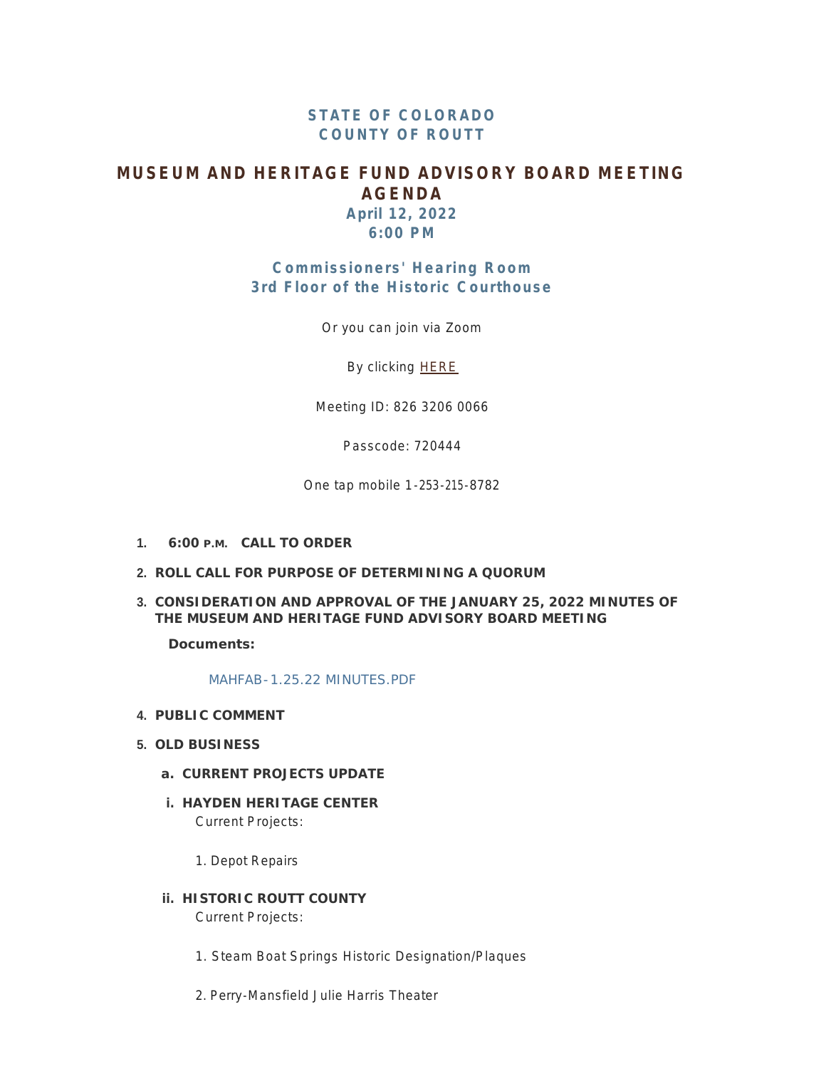# STATE OF COLORADO
# COUNTY OF ROUTT

## MUSEUM AND HERITAGE FUND ADVISORY BOARD MEETING AGENDA

### April 12, 2022
### 6:00 PM

### Commissioners' Hearing Room
### 3rd Floor of the Historic Courthouse

Or you can join via Zoom

By clicking HERE

Meeting ID: 826 3206 0066

Passcode: 720444

One tap mobile 1-253-215-8782

1. **6:00 P.M. CALL TO ORDER**

2. **ROLL CALL FOR PURPOSE OF DETERMINING A QUORUM**

3. **CONSIDERATION AND APPROVAL OF THE JANUARY 25, 2022 MINUTES OF THE MUSEUM AND HERITAGE FUND ADVISORY BOARD MEETING**

   **Documents:**

   MAHFAB-1.25.22 MINUTES.PDF

4. **PUBLIC COMMENT**

5. **OLD BUSINESS**

   a. **CURRENT PROJECTS UPDATE**

   i. **HAYDEN HERITAGE CENTER**

   Current Projects:

   1. Depot Repairs

   ii. **HISTORIC ROUTT COUNTY**

   Current Projects:

   1. Steam Boat Springs Historic Designation/Plaques

   2. Perry-Mansfield Julie Harris Theater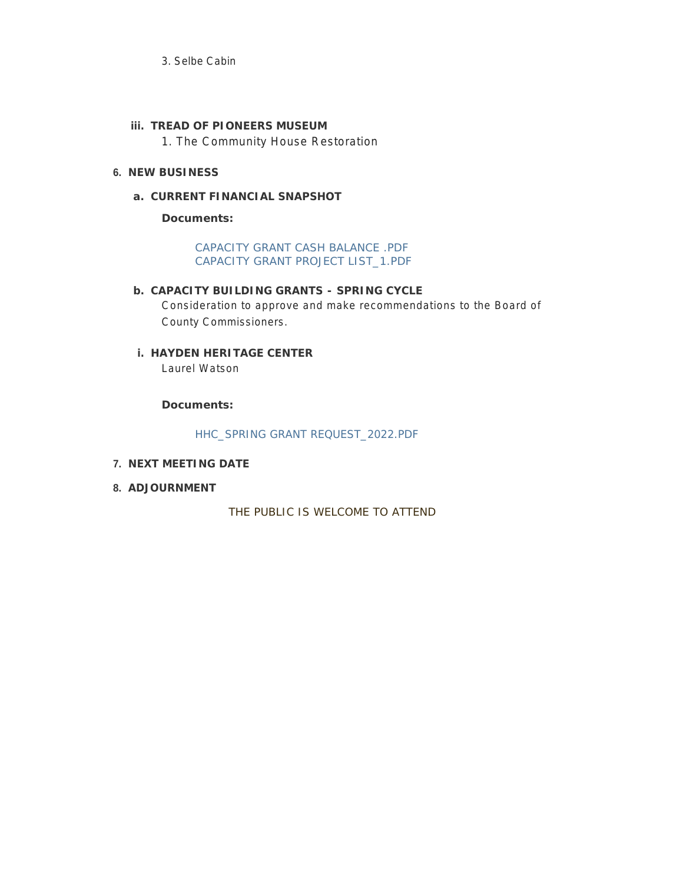3. Selbe Cabin

**iii. TREAD OF PIONEERS MUSEUM**

1. The Community House Restoration

**6. NEW BUSINESS**

**a. CURRENT FINANCIAL SNAPSHOT**

**Documents:**

CAPACITY GRANT CASH BALANCE .PDF
CAPACITY GRANT PROJECT LIST_1.PDF

**b. CAPACITY BUILDING GRANTS - SPRING CYCLE**

Consideration to approve and make recommendations to the Board of County Commissioners.

**i. HAYDEN HERITAGE CENTER**

Laurel Watson

**Documents:**

HHC_SPRING GRANT REQUEST_2022.PDF

**7. NEXT MEETING DATE**

**8. ADJOURNMENT**

THE PUBLIC IS WELCOME TO ATTEND